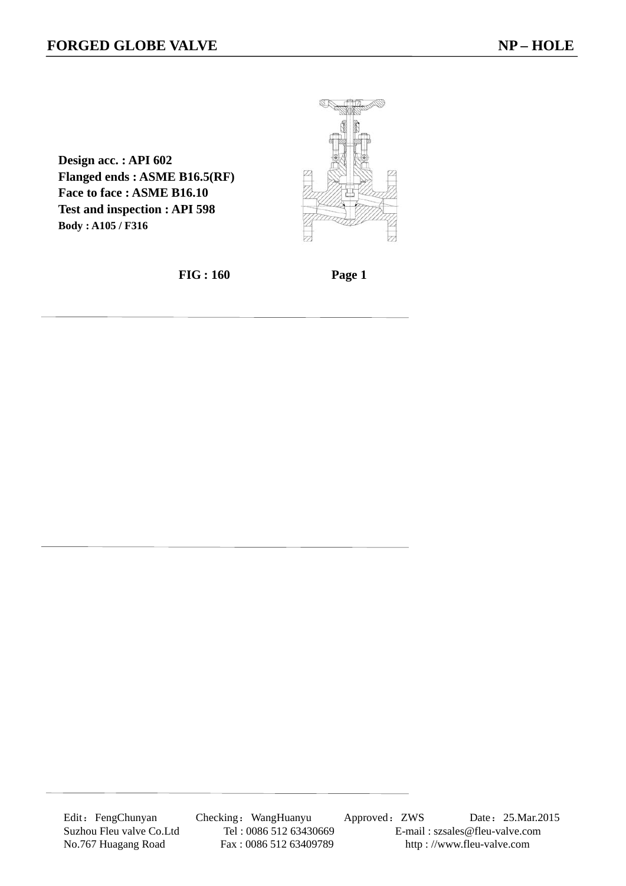# FORGED GLOBE VALVE NP – HOLE

**Design acc. : API 602**
**Flanged ends : ASME B16.5(RF)**
**Face to face : ASME B16.10**
**Test and inspection : API 598**
**Body : A105 / F316**

**FIG : 160**

Edit：FengChunyan Checking：WangHuanyu Approved：ZWS Date：25.Mar.2015
Suzhou Fleu valve Co.Ltd Tel : 0086 512 63430669 E-mail : szsales@fleu-valve.com
No.767 Huagang Road Fax : 0086 512 63409789 http : //www.fleu-valve.com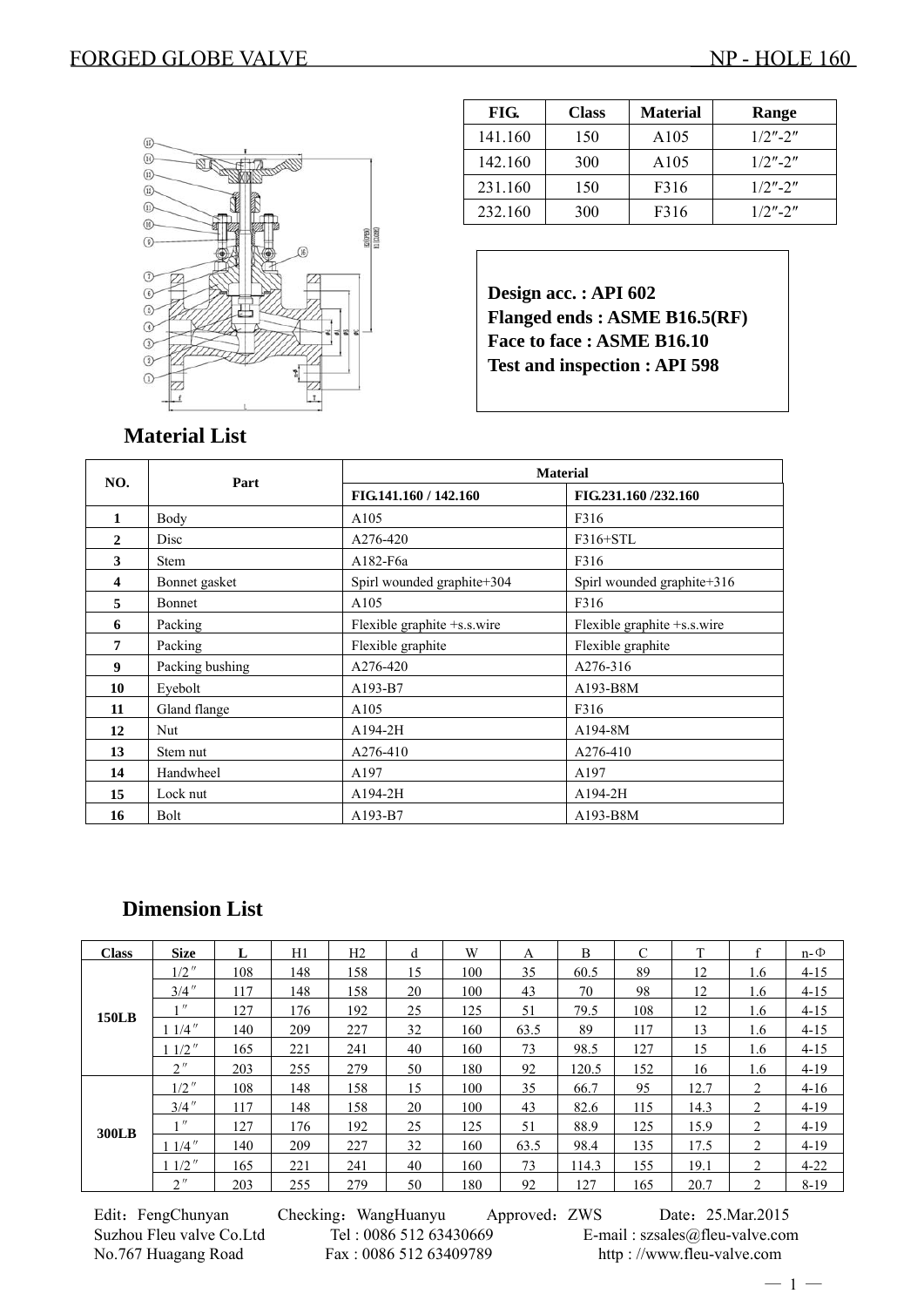# FORGED GLOBE VALVE NP - HOLE 160

| FIG. | Class | Material | Range |
|---|---|---|---|
| 141.160 | 150 | A105 | 1/2″-2″ |
| 142.160 | 300 | A105 | 1/2″-2″ |
| 231.160 | 150 | F316 | 1/2″-2″ |
| 232.160 | 300 | F316 | 1/2″-2″ |

**Design acc. : API 602**
**Flanged ends : ASME B16.5(RF)**
**Face to face : ASME B16.10**
**Test and inspection : API 598**

## Material List

| NO. | Part | Material | |
|---|---|---|---|
| | | FIG.141.160 / 142.160 | FIG.231.160 /232.160 |
| 1 | Body | A105 | F316 |
| 2 | Disc | A276-420 | F316+STL |
| 3 | Stem | A182-F6a | F316 |
| 4 | Bonnet gasket | Spirl wounded graphite+304 | Spirl wounded graphite+316 |
| 5 | Bonnet | A105 | F316 |
| 6 | Packing | Flexible graphite +s.s.wire | Flexible graphite +s.s.wire |
| 7 | Packing | Flexible graphite | Flexible graphite |
| 9 | Packing bushing | A276-420 | A276-316 |
| 10 | Eyebolt | A193-B7 | A193-B8M |
| 11 | Gland flange | A105 | F316 |
| 12 | Nut | A194-2H | A194-8M |
| 13 | Stem nut | A276-410 | A276-410 |
| 14 | Handwheel | A197 | A197 |
| 15 | Lock nut | A194-2H | A194-2H |
| 16 | Bolt | A193-B7 | A193-B8M |

## Dimension List

| Class | Size | L | H1 | H2 | d | W | A | B | C | T | f | n-Φ |
|---|---|---|---|---|---|---|---|---|---|---|---|---|
| 150LB | 1/2″ | 108 | 148 | 158 | 15 | 100 | 35 | 60.5 | 89 | 12 | 1.6 | 4-15 |
| | 3/4″ | 117 | 148 | 158 | 20 | 100 | 43 | 70 | 98 | 12 | 1.6 | 4-15 |
| | 1″ | 127 | 176 | 192 | 25 | 125 | 51 | 79.5 | 108 | 12 | 1.6 | 4-15 |
| | 1 1/4″ | 140 | 209 | 227 | 32 | 160 | 63.5 | 89 | 117 | 13 | 1.6 | 4-15 |
| | 1 1/2″ | 165 | 221 | 241 | 40 | 160 | 73 | 98.5 | 127 | 15 | 1.6 | 4-15 |
| | 2″ | 203 | 255 | 279 | 50 | 180 | 92 | 120.5 | 152 | 16 | 1.6 | 4-19 |
| 300LB | 1/2″ | 108 | 148 | 158 | 15 | 100 | 35 | 66.7 | 95 | 12.7 | 2 | 4-16 |
| | 3/4″ | 117 | 148 | 158 | 20 | 100 | 43 | 82.6 | 115 | 14.3 | 2 | 4-19 |
| | 1″ | 127 | 176 | 192 | 25 | 125 | 51 | 88.9 | 125 | 15.9 | 2 | 4-19 |
| | 1 1/4″ | 140 | 209 | 227 | 32 | 160 | 63.5 | 98.4 | 135 | 17.5 | 2 | 4-19 |
| | 1 1/2″ | 165 | 221 | 241 | 40 | 160 | 73 | 114.3 | 155 | 19.1 | 2 | 4-22 |
| | 2″ | 203 | 255 | 279 | 50 | 180 | 92 | 127 | 165 | 20.7 | 2 | 8-19 |

Edit：FengChunyan Checking：WangHuanyu Approved：ZWS Date：25.Mar.2015
Suzhou Fleu valve Co.Ltd Tel : 0086 512 63430669 E-mail : szsales@fleu-valve.com
No.767 Huagang Road Fax : 0086 512 63409789 http : //www.fleu-valve.com